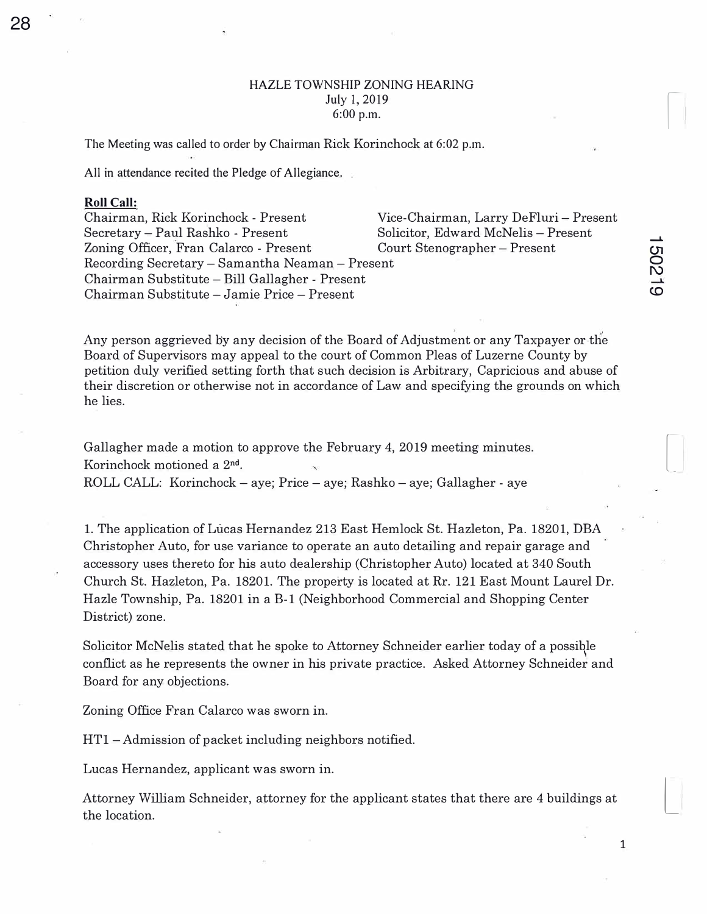HAZLE TOWNSHIP ZONING HEARING
July 1, 2019
6:00 p.m.

The Meeting was called to order by Chairman Rick Korinchock at 6:02 p.m.

All in attendance recited the Pledge of Allegiance.

**Roll Call:**

Chairman, Rick Korinchock - Present
Vice-Chairman, Larry DeFluri – Present
Secretary – Paul Rashko - Present
Solicitor, Edward McNelis – Present
Zoning Officer, Fran Calarco - Present
Court Stenographer – Present
Recording Secretary – Samantha Neaman – Present
Chairman Substitute – Bill Gallagher - Present
Chairman Substitute – Jamie Price – Present

Any person aggrieved by any decision of the Board of Adjustment or any Taxpayer or the Board of Supervisors may appeal to the court of Common Pleas of Luzerne County by petition duly verified setting forth that such decision is Arbitrary, Capricious and abuse of their discretion or otherwise not in accordance of Law and specifying the grounds on which he lies.

Gallagher made a motion to approve the February 4, 2019 meeting minutes.
Korinchock motioned a 2nd.
ROLL CALL: Korinchock – aye; Price – aye; Rashko – aye; Gallagher - aye

1. The application of Lucas Hernandez 213 East Hemlock St. Hazleton, Pa. 18201, DBA Christopher Auto, for use variance to operate an auto detailing and repair garage and accessory uses thereto for his auto dealership (Christopher Auto) located at 340 South Church St. Hazleton, Pa. 18201. The property is located at Rr. 121 East Mount Laurel Dr. Hazle Township, Pa. 18201 in a B-1 (Neighborhood Commercial and Shopping Center District) zone.

Solicitor McNelis stated that he spoke to Attorney Schneider earlier today of a possible conflict as he represents the owner in his private practice. Asked Attorney Schneider and Board for any objections.

Zoning Office Fran Calarco was sworn in.

HT1 – Admission of packet including neighbors notified.

Lucas Hernandez, applicant was sworn in.

Attorney William Schneider, attorney for the applicant states that there are 4 buildings at the location.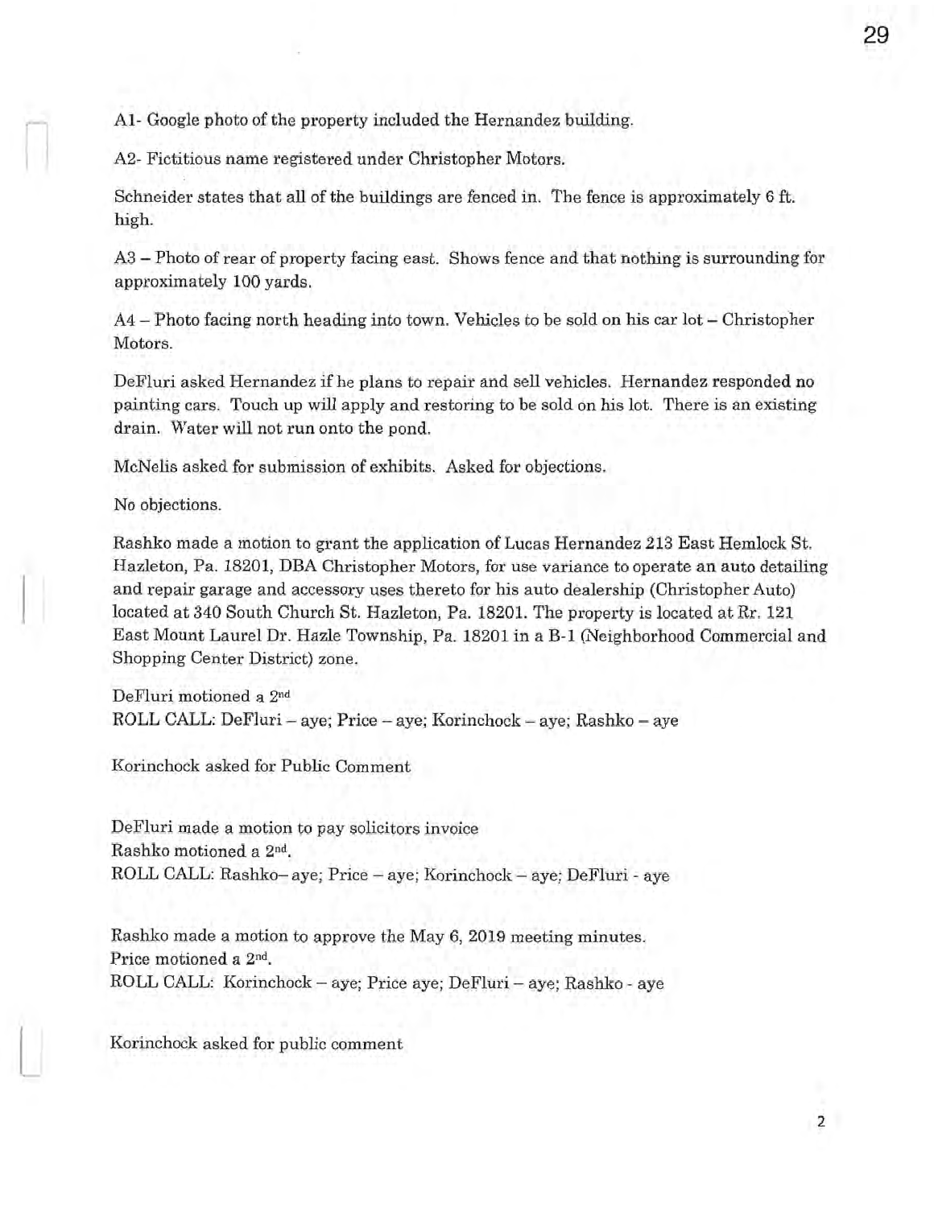A1- Google photo of the property included the Hernandez building.

A2- Fictitious name registered under Christopher Motors.

Schneider states that all of the buildings are fenced in. The fence is approximately 6 ft. high.

A3 – Photo of rear of property facing east. Shows fence and that nothing is surrounding for approximately 100 yards.

A4 – Photo facing north heading into town. Vehicles to be sold on his car lot – Christopher Motors.

DeFluri asked Hernandez if he plans to repair and sell vehicles. Hernandez responded no painting cars. Touch up will apply and restoring to be sold on his lot. There is an existing drain. Water will not run onto the pond.

McNelis asked for submission of exhibits. Asked for objections.

No objections.

Rashko made a motion to grant the application of Lucas Hernandez 213 East Hemlock St. Hazleton, Pa. 18201, DBA Christopher Motors, for use variance to operate an auto detailing and repair garage and accessory uses thereto for his auto dealership (Christopher Auto) located at 340 South Church St. Hazleton, Pa. 18201. The property is located at Rr. 121 East Mount Laurel Dr. Hazle Township, Pa. 18201 in a B-1 (Neighborhood Commercial and Shopping Center District) zone.

DeFluri motioned a 2nd
ROLL CALL: DeFluri – aye; Price – aye; Korinchock – aye; Rashko – aye

Korinchock asked for Public Comment

DeFluri made a motion to pay solicitors invoice
Rashko motioned a 2nd.
ROLL CALL: Rashko– aye; Price – aye; Korinchock – aye; DeFluri - aye

Rashko made a motion to approve the May 6, 2019 meeting minutes.
Price motioned a 2nd.
ROLL CALL: Korinchock – aye; Price aye; DeFluri – aye; Rashko - aye

Korinchock asked for public comment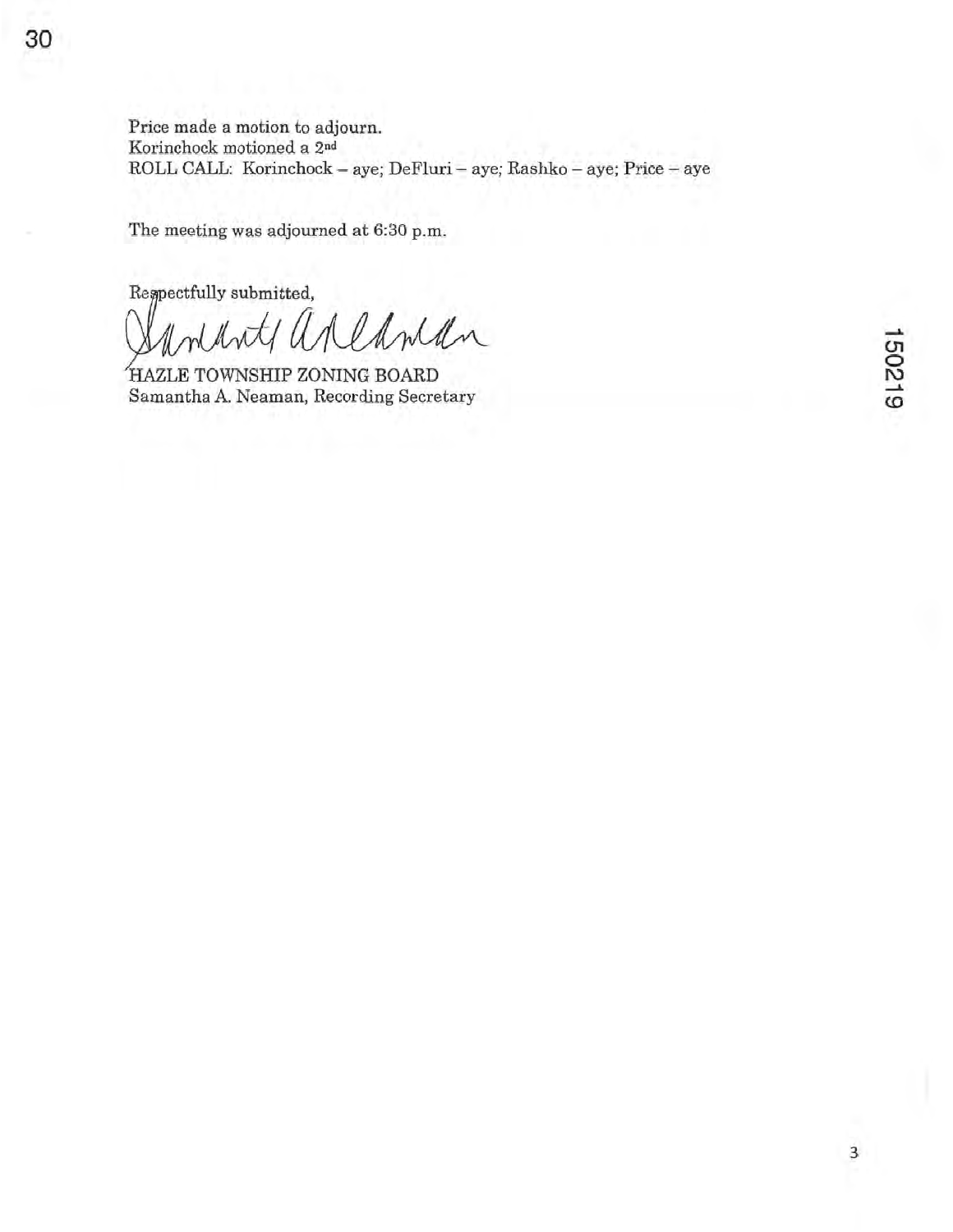Price made a motion to adjourn.
Korinchock motioned a 2nd
ROLL CALL: Korinchock – aye; DeFluri – aye; Rashko – aye; Price – aye

The meeting was adjourned at 6:30 p.m.

Respectfully submitted,

HAZLE TOWNSHIP ZONING BOARD
Samantha A. Neaman, Recording Secretary